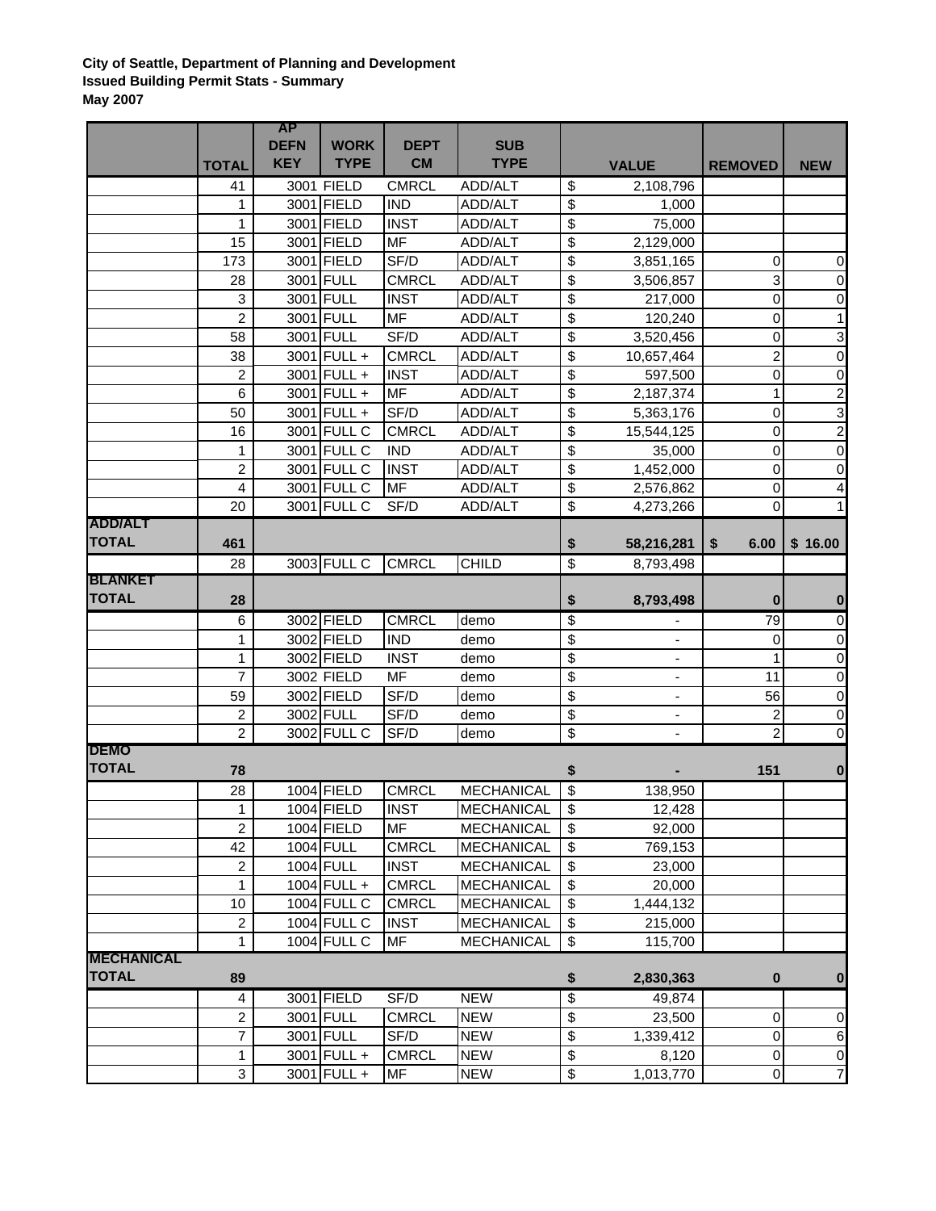**City of Seattle, Department of Planning and Development**
**Issued Building Permit Stats - Summary**
**May 2007**

| | TOTAL | AP DEFN KEY | WORK TYPE | DEPT CM | SUB TYPE | VALUE | REMOVED | NEW |
|---|---|---|---|---|---|---|---|---|
| | 41 | 3001 | FIELD | CMRCL | ADD/ALT | $ 2,108,796 | | |
| | 1 | 3001 | FIELD | IND | ADD/ALT | $ 1,000 | | |
| | 1 | 3001 | FIELD | INST | ADD/ALT | $ 75,000 | | |
| | 15 | 3001 | FIELD | MF | ADD/ALT | $ 2,129,000 | | |
| | 173 | 3001 | FIELD | SF/D | ADD/ALT | $ 3,851,165 | 0 | 0 |
| | 28 | 3001 | FULL | CMRCL | ADD/ALT | $ 3,506,857 | 3 | 0 |
| | 3 | 3001 | FULL | INST | ADD/ALT | $ 217,000 | 0 | 0 |
| | 2 | 3001 | FULL | MF | ADD/ALT | $ 120,240 | 0 | 1 |
| | 58 | 3001 | FULL | SF/D | ADD/ALT | $ 3,520,456 | 0 | 3 |
| | 38 | 3001 | FULL + | CMRCL | ADD/ALT | $ 10,657,464 | 2 | 0 |
| | 2 | 3001 | FULL + | INST | ADD/ALT | $ 597,500 | 0 | 0 |
| | 6 | 3001 | FULL + | MF | ADD/ALT | $ 2,187,374 | 1 | 2 |
| | 50 | 3001 | FULL + | SF/D | ADD/ALT | $ 5,363,176 | 0 | 3 |
| | 16 | 3001 | FULL C | CMRCL | ADD/ALT | $ 15,544,125 | 0 | 2 |
| | 1 | 3001 | FULL C | IND | ADD/ALT | $ 35,000 | 0 | 0 |
| | 2 | 3001 | FULL C | INST | ADD/ALT | $ 1,452,000 | 0 | 0 |
| | 4 | 3001 | FULL C | MF | ADD/ALT | $ 2,576,862 | 0 | 4 |
| | 20 | 3001 | FULL C | SF/D | ADD/ALT | $ 4,273,266 | 0 | 1 |
| **ADD/ALT TOTAL** | **461** | | | | | **$ 58,216,281** | **$ 6.00** | **$ 16.00** |
| | 28 | 3003 | FULL C | CMRCL | CHILD | $ 8,793,498 | | |
| **BLANKET TOTAL** | **28** | | | | | **$ 8,793,498** | **0** | **0** |
| | 6 | 3002 | FIELD | CMRCL | demo | $ - | 79 | 0 |
| | 1 | 3002 | FIELD | IND | demo | $ - | 0 | 0 |
| | 1 | 3002 | FIELD | INST | demo | $ - | 1 | 0 |
| | 7 | 3002 | FIELD | MF | demo | $ - | 11 | 0 |
| | 59 | 3002 | FIELD | SF/D | demo | $ - | 56 | 0 |
| | 2 | 3002 | FULL | SF/D | demo | $ - | 2 | 0 |
| | 2 | 3002 | FULL C | SF/D | demo | $ - | 2 | 0 |
| **DEMO TOTAL** | **78** | | | | | **$ -** | **151** | **0** |
| | 28 | 1004 | FIELD | CMRCL | MECHANICAL | $ 138,950 | | |
| | 1 | 1004 | FIELD | INST | MECHANICAL | $ 12,428 | | |
| | 2 | 1004 | FIELD | MF | MECHANICAL | $ 92,000 | | |
| | 42 | 1004 | FULL | CMRCL | MECHANICAL | $ 769,153 | | |
| | 2 | 1004 | FULL | INST | MECHANICAL | $ 23,000 | | |
| | 1 | 1004 | FULL + | CMRCL | MECHANICAL | $ 20,000 | | |
| | 10 | 1004 | FULL C | CMRCL | MECHANICAL | $ 1,444,132 | | |
| | 2 | 1004 | FULL C | INST | MECHANICAL | $ 215,000 | | |
| | 1 | 1004 | FULL C | MF | MECHANICAL | $ 115,700 | | |
| **MECHANICAL TOTAL** | **89** | | | | | **$ 2,830,363** | **0** | **0** |
| | 4 | 3001 | FIELD | SF/D | NEW | $ 49,874 | | |
| | 2 | 3001 | FULL | CMRCL | NEW | $ 23,500 | 0 | 0 |
| | 7 | 3001 | FULL | SF/D | NEW | $ 1,339,412 | 0 | 6 |
| | 1 | 3001 | FULL + | CMRCL | NEW | $ 8,120 | 0 | 0 |
| | 3 | 3001 | FULL + | MF | NEW | $ 1,013,770 | 0 | 7 |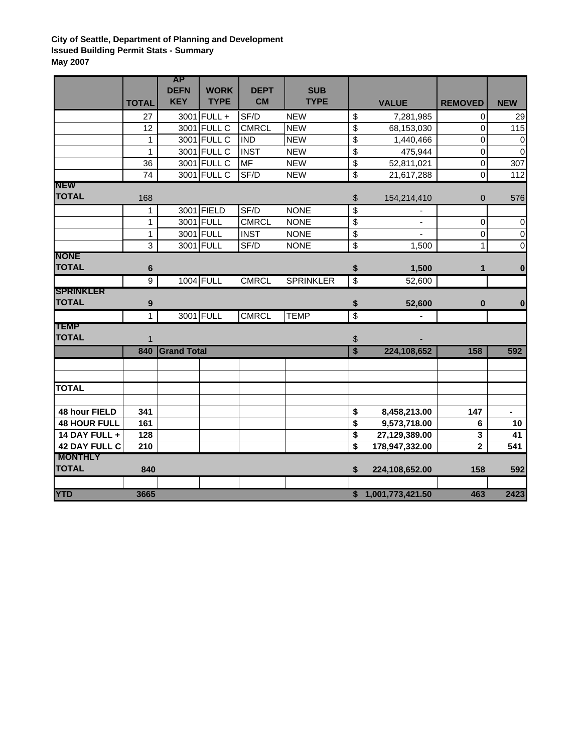**City of Seattle, Department of Planning and Development**
**Issued Building Permit Stats - Summary**
**May 2007**

| | TOTAL | AP DEFN KEY | WORK TYPE | DEPT CM | SUB TYPE | VALUE | REMOVED | NEW |
|---|---|---|---|---|---|---|---|---|
| | 27 | 3001 | FULL + | SF/D | NEW | $ 7,281,985 | 0 | 29 |
| | 12 | 3001 | FULL C | CMRCL | NEW | $ 68,153,030 | 0 | 115 |
| | 1 | 3001 | FULL C | IND | NEW | $ 1,440,466 | 0 | 0 |
| | 1 | 3001 | FULL C | INST | NEW | $ 475,944 | 0 | 0 |
| | 36 | 3001 | FULL C | MF | NEW | $ 52,811,021 | 0 | 307 |
| | 74 | 3001 | FULL C | SF/D | NEW | $ 21,617,288 | 0 | 112 |
| **NEW TOTAL** | 168 | | | | | $ 154,214,410 | 0 | 576 |
| | 1 | 3001 | FIELD | SF/D | NONE | $ - | | |
| | 1 | 3001 | FULL | CMRCL | NONE | $ - | 0 | 0 |
| | 1 | 3001 | FULL | INST | NONE | $ - | 0 | 0 |
| | 3 | 3001 | FULL | SF/D | NONE | $ 1,500 | 1 | 0 |
| **NONE TOTAL** | **6** | | | | | **$ 1,500** | **1** | **0** |
| | 9 | 1004 | FULL | CMRCL | SPRINKLER | $ 52,600 | | |
| **SPRINKLER TOTAL** | **9** | | | | | **$ 52,600** | **0** | **0** |
| | 1 | 3001 | FULL | CMRCL | TEMP | $ - | | |
| **TEMP TOTAL** | 1 | | | | | $ - | | |
| | **840** | **Grand Total** | | | | **$ 224,108,652** | **158** | **592** |
| | | | | | | | | |
| | | | | | | | | |
| **TOTAL** | | | | | | | | |
| | | | | | | | | |
| **48 hour FIELD** | **341** | | | | | **$ 8,458,213.00** | **147** | **-** |
| **48 HOUR FULL** | **161** | | | | | **$ 9,573,718.00** | **6** | **10** |
| **14 DAY FULL +** | **128** | | | | | **$ 27,129,389.00** | **3** | **41** |
| **42 DAY FULL C** | **210** | | | | | **$ 178,947,332.00** | **2** | **541** |
| **MONTHLY TOTAL** | **840** | | | | | **$ 224,108,652.00** | **158** | **592** |
| | | | | | | | | |
| **YTD** | **3665** | | | | | **$ 1,001,773,421.50** | **463** | **2423** |